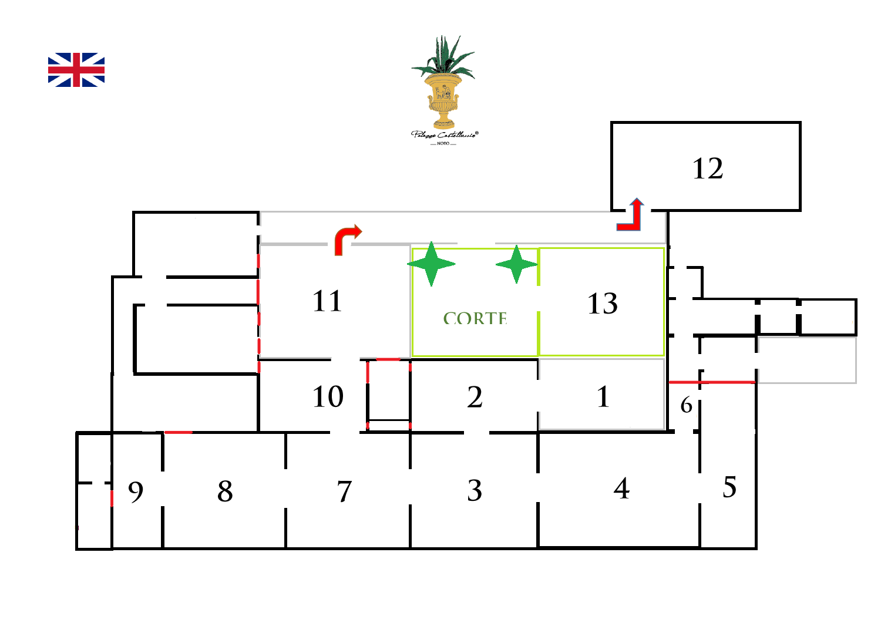Palazzo Castelluccio
NOTO

12

11

CORTE

13

10

2

1

6

9

8

7

3

4

5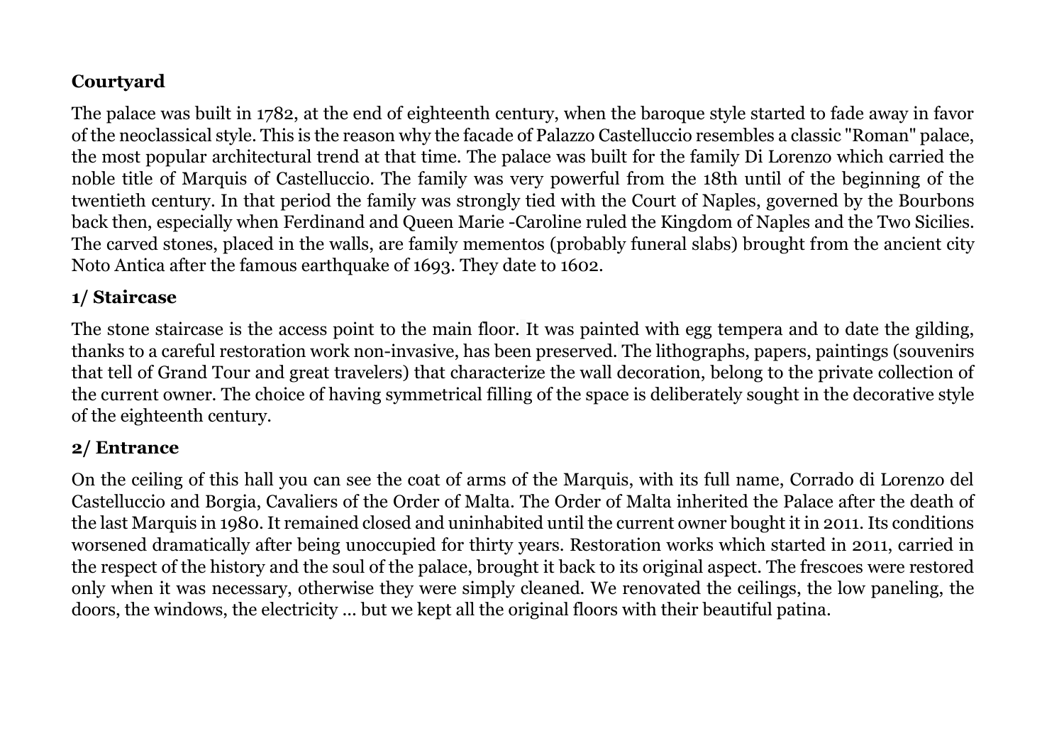**Courtyard**

The palace was built in 1782, at the end of eighteenth century, when the baroque style started to fade away in favor of the neoclassical style. This is the reason why the facade of Palazzo Castelluccio resembles a classic "Roman" palace, the most popular architectural trend at that time. The palace was built for the family Di Lorenzo which carried the noble title of Marquis of Castelluccio. The family was very powerful from the 18th until of the beginning of the twentieth century. In that period the family was strongly tied with the Court of Naples, governed by the Bourbons back then, especially when Ferdinand and Queen Marie -Caroline ruled the Kingdom of Naples and the Two Sicilies. The carved stones, placed in the walls, are family mementos (probably funeral slabs) brought from the ancient city Noto Antica after the famous earthquake of 1693. They date to 1602.

**1/ Staircase**

The stone staircase is the access point to the main floor. It was painted with egg tempera and to date the gilding, thanks to a careful restoration work non-invasive, has been preserved. The lithographs, papers, paintings (souvenirs that tell of Grand Tour and great travelers) that characterize the wall decoration, belong to the private collection of the current owner. The choice of having symmetrical filling of the space is deliberately sought in the decorative style of the eighteenth century.

**2/ Entrance**

On the ceiling of this hall you can see the coat of arms of the Marquis, with its full name, Corrado di Lorenzo del Castelluccio and Borgia, Cavaliers of the Order of Malta. The Order of Malta inherited the Palace after the death of the last Marquis in 1980. It remained closed and uninhabited until the current owner bought it in 2011. Its conditions worsened dramatically after being unoccupied for thirty years. Restoration works which started in 2011, carried in the respect of the history and the soul of the palace, brought it back to its original aspect. The frescoes were restored only when it was necessary, otherwise they were simply cleaned. We renovated the ceilings, the low paneling, the doors, the windows, the electricity ... but we kept all the original floors with their beautiful patina.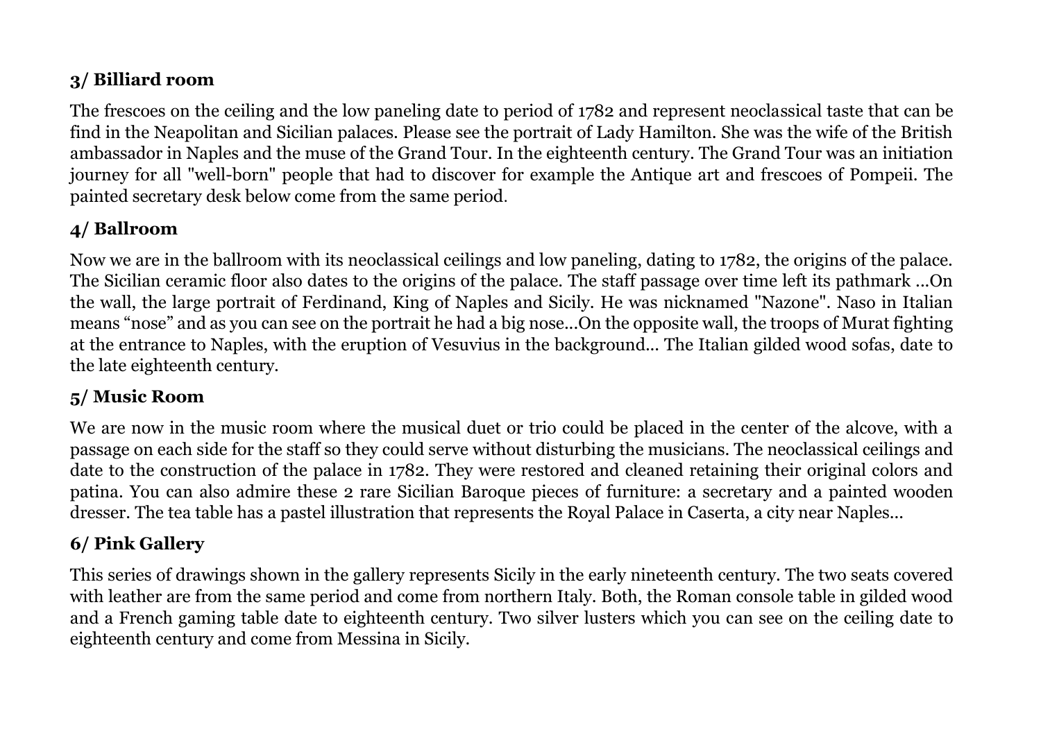### 3/ Billiard room

The frescoes on the ceiling and the low paneling date to period of 1782 and represent neoclassical taste that can be find in the Neapolitan and Sicilian palaces. Please see the portrait of Lady Hamilton. She was the wife of the British ambassador in Naples and the muse of the Grand Tour. In the eighteenth century. The Grand Tour was an initiation journey for all "well-born" people that had to discover for example the Antique art and frescoes of Pompeii. The painted secretary desk below come from the same period.

### 4/ Ballroom

Now we are in the ballroom with its neoclassical ceilings and low paneling, dating to 1782, the origins of the palace. The Sicilian ceramic floor also dates to the origins of the palace. The staff passage over time left its pathmark ...On the wall, the large portrait of Ferdinand, King of Naples and Sicily. He was nicknamed "Nazone". Naso in Italian means "nose" and as you can see on the portrait he had a big nose...On the opposite wall, the troops of Murat fighting at the entrance to Naples, with the eruption of Vesuvius in the background... The Italian gilded wood sofas, date to the late eighteenth century.

### 5/ Music Room

We are now in the music room where the musical duet or trio could be placed in the center of the alcove, with a passage on each side for the staff so they could serve without disturbing the musicians. The neoclassical ceilings and date to the construction of the palace in 1782. They were restored and cleaned retaining their original colors and patina. You can also admire these 2 rare Sicilian Baroque pieces of furniture: a secretary and a painted wooden dresser. The tea table has a pastel illustration that represents the Royal Palace in Caserta, a city near Naples...

### 6/ Pink Gallery

This series of drawings shown in the gallery represents Sicily in the early nineteenth century. The two seats covered with leather are from the same period and come from northern Italy. Both, the Roman console table in gilded wood and a French gaming table date to eighteenth century. Two silver lusters which you can see on the ceiling date to eighteenth century and come from Messina in Sicily.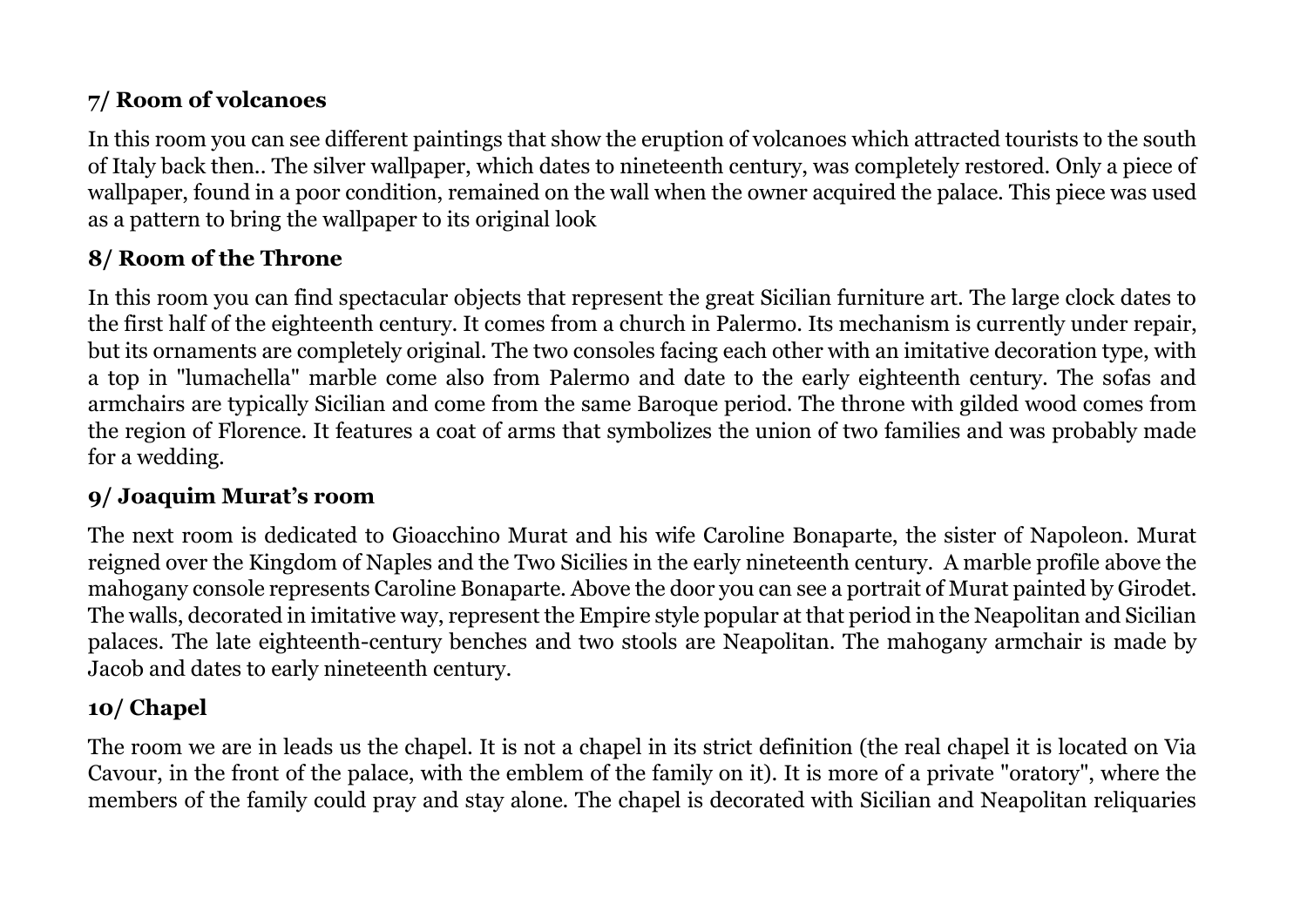**7/ Room of volcanoes**

In this room you can see different paintings that show the eruption of volcanoes which attracted tourists to the south of Italy back then.. The silver wallpaper, which dates to nineteenth century, was completely restored. Only a piece of wallpaper, found in a poor condition, remained on the wall when the owner acquired the palace. This piece was used as a pattern to bring the wallpaper to its original look

**8/ Room of the Throne**

In this room you can find spectacular objects that represent the great Sicilian furniture art. The large clock dates to the first half of the eighteenth century. It comes from a church in Palermo. Its mechanism is currently under repair, but its ornaments are completely original. The two consoles facing each other with an imitative decoration type, with a top in "lumachella" marble come also from Palermo and date to the early eighteenth century. The sofas and armchairs are typically Sicilian and come from the same Baroque period. The throne with gilded wood comes from the region of Florence. It features a coat of arms that symbolizes the union of two families and was probably made for a wedding.

**9/ Joaquim Murat's room**

The next room is dedicated to Gioacchino Murat and his wife Caroline Bonaparte, the sister of Napoleon. Murat reigned over the Kingdom of Naples and the Two Sicilies in the early nineteenth century. A marble profile above the mahogany console represents Caroline Bonaparte. Above the door you can see a portrait of Murat painted by Girodet. The walls, decorated in imitative way, represent the Empire style popular at that period in the Neapolitan and Sicilian palaces. The late eighteenth-century benches and two stools are Neapolitan. The mahogany armchair is made by Jacob and dates to early nineteenth century.

**10/ Chapel**

The room we are in leads us the chapel. It is not a chapel in its strict definition (the real chapel it is located on Via Cavour, in the front of the palace, with the emblem of the family on it). It is more of a private "oratory", where the members of the family could pray and stay alone. The chapel is decorated with Sicilian and Neapolitan reliquaries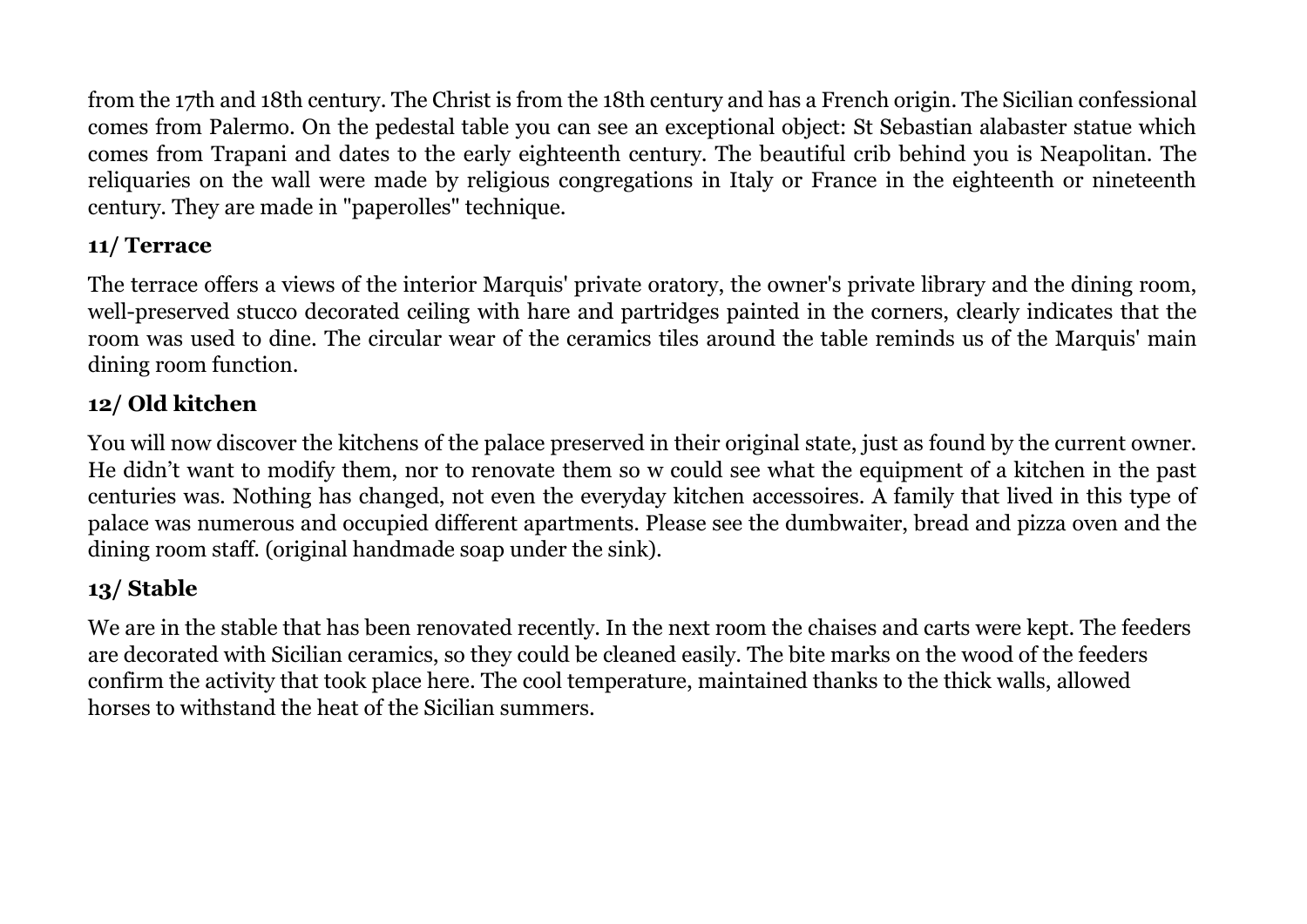from the 17th and 18th century. The Christ is from the 18th century and has a French origin. The Sicilian confessional comes from Palermo. On the pedestal table you can see an exceptional object: St Sebastian alabaster statue which comes from Trapani and dates to the early eighteenth century. The beautiful crib behind you is Neapolitan. The reliquaries on the wall were made by religious congregations in Italy or France in the eighteenth or nineteenth century. They are made in "paperolles" technique.

**11/ Terrace**

The terrace offers a views of the interior Marquis' private oratory, the owner's private library and the dining room, well-preserved stucco decorated ceiling with hare and partridges painted in the corners, clearly indicates that the room was used to dine. The circular wear of the ceramics tiles around the table reminds us of the Marquis' main dining room function.

**12/ Old kitchen**

You will now discover the kitchens of the palace preserved in their original state, just as found by the current owner. He didn't want to modify them, nor to renovate them so w could see what the equipment of a kitchen in the past centuries was. Nothing has changed, not even the everyday kitchen accessoires. A family that lived in this type of palace was numerous and occupied different apartments. Please see the dumbwaiter, bread and pizza oven and the dining room staff. (original handmade soap under the sink).

**13/ Stable**

We are in the stable that has been renovated recently. In the next room the chaises and carts were kept. The feeders are decorated with Sicilian ceramics, so they could be cleaned easily. The bite marks on the wood of the feeders confirm the activity that took place here. The cool temperature, maintained thanks to the thick walls, allowed horses to withstand the heat of the Sicilian summers.